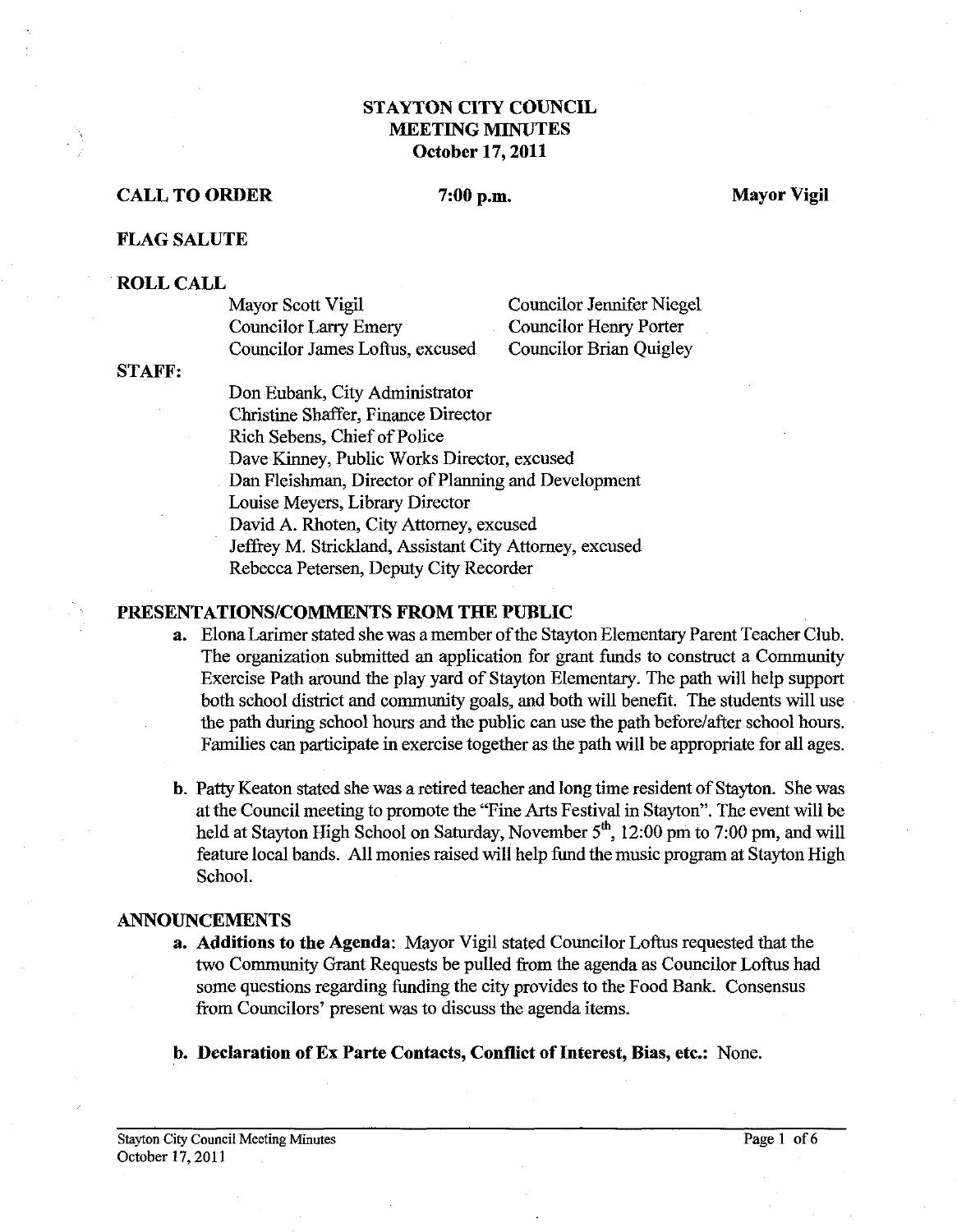# STAYTON CITY COUNCIL
# MEETING MINUTES
# October 17, 2011

**CALL TO ORDER** **7:00 p.m.** **Mayor Vigil**

**FLAG SALUTE**

**ROLL CALL**

Mayor Scott Vigil
Councilor Larry Emery
Councilor James Loftus, excused
Councilor Jennifer Niegel
Councilor Henry Porter
Councilor Brian Quigley

**STAFF:**

Don Eubank, City Administrator
Christine Shaffer, Finance Director
Rich Sebens, Chief of Police
Dave Kinney, Public Works Director, excused
Dan Fleishman, Director of Planning and Development
Louise Meyers, Library Director
David A. Rhoten, City Attorney, excused
Jeffrey M. Strickland, Assistant City Attorney, excused
Rebecca Petersen, Deputy City Recorder

**PRESENTATIONS/COMMENTS FROM THE PUBLIC**

a. Elona Larimer stated she was a member of the Stayton Elementary Parent Teacher Club. The organization submitted an application for grant funds to construct a Community Exercise Path around the play yard of Stayton Elementary. The path will help support both school district and community goals, and both will benefit. The students will use the path during school hours and the public can use the path before/after school hours. Families can participate in exercise together as the path will be appropriate for all ages.

b. Patty Keaton stated she was a retired teacher and long time resident of Stayton. She was at the Council meeting to promote the "Fine Arts Festival in Stayton". The event will be held at Stayton High School on Saturday, November 5th, 12:00 pm to 7:00 pm, and will feature local bands. All monies raised will help fund the music program at Stayton High School.

**ANNOUNCEMENTS**

a. **Additions to the Agenda**: Mayor Vigil stated Councilor Loftus requested that the two Community Grant Requests be pulled from the agenda as Councilor Loftus had some questions regarding funding the city provides to the Food Bank. Consensus from Councilors' present was to discuss the agenda items.

b. **Declaration of Ex Parte Contacts, Conflict of Interest, Bias, etc.:** None.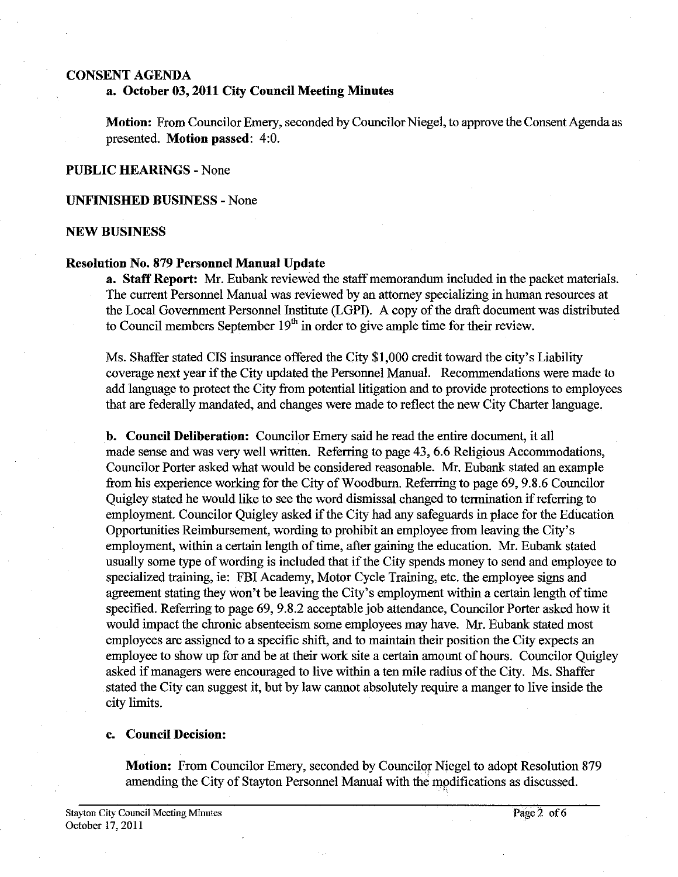## CONSENT AGENDA

**a. October 03, 2011 City Council Meeting Minutes**

**Motion:** From Councilor Emery, seconded by Councilor Niegel, to approve the Consent Agenda as presented. **Motion passed**: 4:0.

## PUBLIC HEARINGS - None

## UNFINISHED BUSINESS - None

## NEW BUSINESS

### Resolution No. 879 Personnel Manual Update

**a. Staff Report:** Mr. Eubank reviewed the staff memorandum included in the packet materials. The current Personnel Manual was reviewed by an attorney specializing in human resources at the Local Government Personnel Institute (LGPI). A copy of the draft document was distributed to Council members September 19th in order to give ample time for their review.

Ms. Shaffer stated CIS insurance offered the City $1,000 credit toward the city's Liability coverage next year if the City updated the Personnel Manual. Recommendations were made to add language to protect the City from potential litigation and to provide protections to employees that are federally mandated, and changes were made to reflect the new City Charter language.

**b. Council Deliberation:** Councilor Emery said he read the entire document, it all made sense and was very well written. Referring to page 43, 6.6 Religious Accommodations, Councilor Porter asked what would be considered reasonable. Mr. Eubank stated an example from his experience working for the City of Woodburn. Referring to page 69, 9.8.6 Councilor Quigley stated he would like to see the word dismissal changed to termination if referring to employment. Councilor Quigley asked if the City had any safeguards in place for the Education Opportunities Reimbursement, wording to prohibit an employee from leaving the City's employment, within a certain length of time, after gaining the education. Mr. Eubank stated usually some type of wording is included that if the City spends money to send and employee to specialized training, ie: FBI Academy, Motor Cycle Training, etc. the employee signs and agreement stating they won't be leaving the City's employment within a certain length of time specified. Referring to page 69, 9.8.2 acceptable job attendance, Councilor Porter asked how it would impact the chronic absenteeism some employees may have. Mr. Eubank stated most employees are assigned to a specific shift, and to maintain their position the City expects an employee to show up for and be at their work site a certain amount of hours. Councilor Quigley asked if managers were encouraged to live within a ten mile radius of the City. Ms. Shaffer stated the City can suggest it, but by law cannot absolutely require a manger to live inside the city limits.

**c. Council Decision:**

**Motion:** From Councilor Emery, seconded by Councilor Niegel to adopt Resolution 879 amending the City of Stayton Personnel Manual with the modifications as discussed.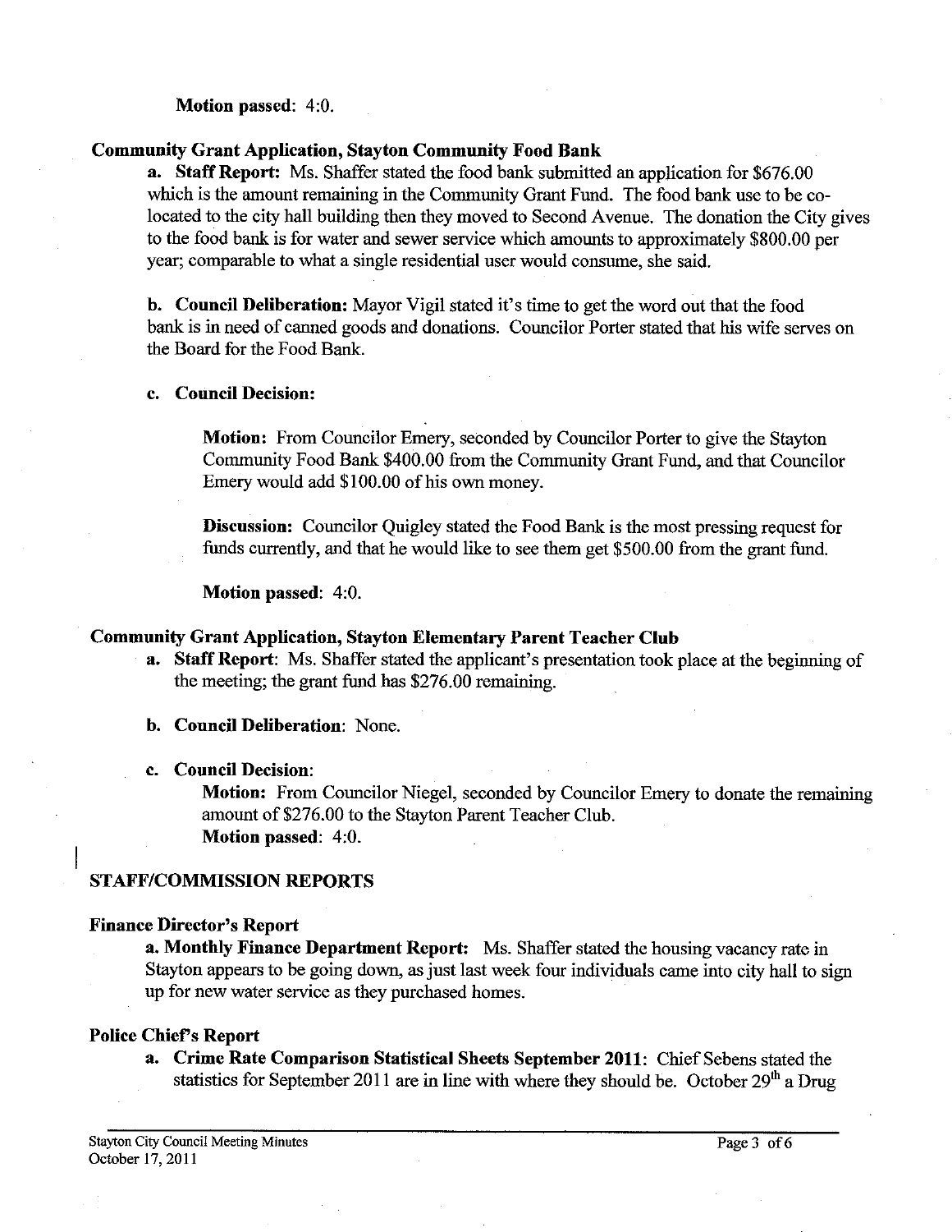**Motion passed**: 4:0.

**Community Grant Application, Stayton Community Food Bank**

**a. Staff Report:** Ms. Shaffer stated the food bank submitted an application for $676.00 which is the amount remaining in the Community Grant Fund. The food bank use to be co-located to the city hall building then they moved to Second Avenue. The donation the City gives to the food bank is for water and sewer service which amounts to approximately $800.00 per year; comparable to what a single residential user would consume, she said.

**b. Council Deliberation:** Mayor Vigil stated it's time to get the word out that the food bank is in need of canned goods and donations. Councilor Porter stated that his wife serves on the Board for the Food Bank.

**c. Council Decision:**

**Motion:** From Councilor Emery, seconded by Councilor Porter to give the Stayton Community Food Bank $400.00 from the Community Grant Fund, and that Councilor Emery would add $100.00 of his own money.

**Discussion:** Councilor Quigley stated the Food Bank is the most pressing request for funds currently, and that he would like to see them get $500.00 from the grant fund.

**Motion passed**: 4:0.

**Community Grant Application, Stayton Elementary Parent Teacher Club**

**a. Staff Report**: Ms. Shaffer stated the applicant's presentation took place at the beginning of the meeting; the grant fund has $276.00 remaining.

**b. Council Deliberation**: None.

**c. Council Decision**:

**Motion:** From Councilor Niegel, seconded by Councilor Emery to donate the remaining amount of $276.00 to the Stayton Parent Teacher Club.
**Motion passed**: 4:0.

## STAFF/COMMISSION REPORTS

**Finance Director's Report**

**a. Monthly Finance Department Report:** Ms. Shaffer stated the housing vacancy rate in Stayton appears to be going down, as just last week four individuals came into city hall to sign up for new water service as they purchased homes.

**Police Chief's Report**

**a. Crime Rate Comparison Statistical Sheets September 2011**: Chief Sebens stated the statistics for September 2011 are in line with where they should be. October 29th a Drug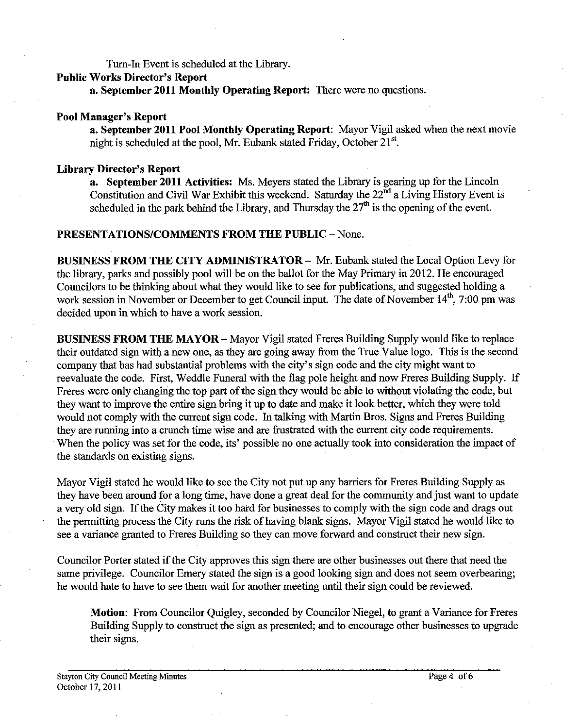Turn-In Event is scheduled at the Library.

**Public Works Director's Report**

**a. September 2011 Monthly Operating Report:** There were no questions.

**Pool Manager's Report**

**a. September 2011 Pool Monthly Operating Report**: Mayor Vigil asked when the next movie night is scheduled at the pool, Mr. Eubank stated Friday, October 21st.

**Library Director's Report**

**a. September 2011 Activities:** Ms. Meyers stated the Library is gearing up for the Lincoln Constitution and Civil War Exhibit this weekend. Saturday the 22nd a Living History Event is scheduled in the park behind the Library, and Thursday the 27th is the opening of the event.

**PRESENTATIONS/COMMENTS FROM THE PUBLIC** – None.

**BUSINESS FROM THE CITY ADMINISTRATOR** – Mr. Eubank stated the Local Option Levy for the library, parks and possibly pool will be on the ballot for the May Primary in 2012. He encouraged Councilors to be thinking about what they would like to see for publications, and suggested holding a work session in November or December to get Council input. The date of November 14th, 7:00 pm was decided upon in which to have a work session.

**BUSINESS FROM THE MAYOR** – Mayor Vigil stated Freres Building Supply would like to replace their outdated sign with a new one, as they are going away from the True Value logo. This is the second company that has had substantial problems with the city's sign code and the city might want to reevaluate the code. First, Weddle Funeral with the flag pole height and now Freres Building Supply. If Freres were only changing the top part of the sign they would be able to without violating the code, but they want to improve the entire sign bring it up to date and make it look better, which they were told would not comply with the current sign code. In talking with Martin Bros. Signs and Freres Building they are running into a crunch time wise and are frustrated with the current city code requirements. When the policy was set for the code, its' possible no one actually took into consideration the impact of the standards on existing signs.

Mayor Vigil stated he would like to see the City not put up any barriers for Freres Building Supply as they have been around for a long time, have done a great deal for the community and just want to update a very old sign. If the City makes it too hard for businesses to comply with the sign code and drags out the permitting process the City runs the risk of having blank signs. Mayor Vigil stated he would like to see a variance granted to Freres Building so they can move forward and construct their new sign.

Councilor Porter stated if the City approves this sign there are other businesses out there that need the same privilege. Councilor Emery stated the sign is a good looking sign and does not seem overbearing; he would hate to have to see them wait for another meeting until their sign could be reviewed.

**Motion**: From Councilor Quigley, seconded by Councilor Niegel, to grant a Variance for Freres Building Supply to construct the sign as presented; and to encourage other businesses to upgrade their signs.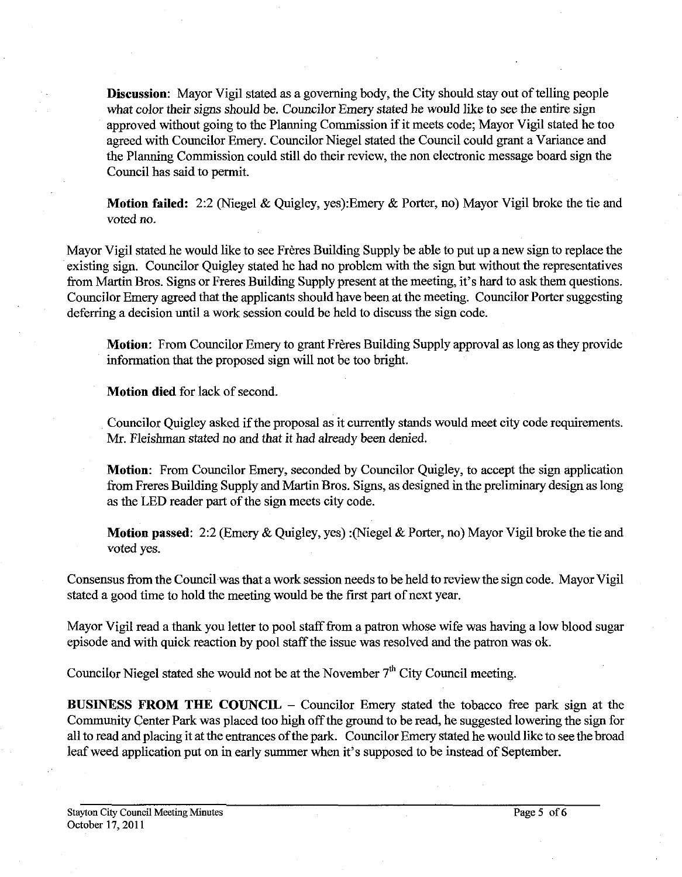**Discussion**: Mayor Vigil stated as a governing body, the City should stay out of telling people what color their signs should be. Councilor Emery stated he would like to see the entire sign approved without going to the Planning Commission if it meets code; Mayor Vigil stated he too agreed with Councilor Emery. Councilor Niegel stated the Council could grant a Variance and the Planning Commission could still do their review, the non electronic message board sign the Council has said to permit.

**Motion failed:** 2:2 (Niegel & Quigley, yes):Emery & Porter, no) Mayor Vigil broke the tie and voted no.

Mayor Vigil stated he would like to see Frères Building Supply be able to put up a new sign to replace the existing sign. Councilor Quigley stated he had no problem with the sign but without the representatives from Martin Bros. Signs or Freres Building Supply present at the meeting, it's hard to ask them questions. Councilor Emery agreed that the applicants should have been at the meeting. Councilor Porter suggesting deferring a decision until a work session could be held to discuss the sign code.

**Motion**: From Councilor Emery to grant Frères Building Supply approval as long as they provide information that the proposed sign will not be too bright.

**Motion died** for lack of second.

Councilor Quigley asked if the proposal as it currently stands would meet city code requirements. Mr. Fleishman stated no and that it had already been denied.

**Motion**: From Councilor Emery, seconded by Councilor Quigley, to accept the sign application from Freres Building Supply and Martin Bros. Signs, as designed in the preliminary design as long as the LED reader part of the sign meets city code.

**Motion passed**: 2:2 (Emery & Quigley, yes) :(Niegel & Porter, no) Mayor Vigil broke the tie and voted yes.

Consensus from the Council was that a work session needs to be held to review the sign code. Mayor Vigil stated a good time to hold the meeting would be the first part of next year.

Mayor Vigil read a thank you letter to pool staff from a patron whose wife was having a low blood sugar episode and with quick reaction by pool staff the issue was resolved and the patron was ok.

Councilor Niegel stated she would not be at the November 7th City Council meeting.

**BUSINESS FROM THE COUNCIL** – Councilor Emery stated the tobacco free park sign at the Community Center Park was placed too high off the ground to be read, he suggested lowering the sign for all to read and placing it at the entrances of the park. Councilor Emery stated he would like to see the broad leaf weed application put on in early summer when it's supposed to be instead of September.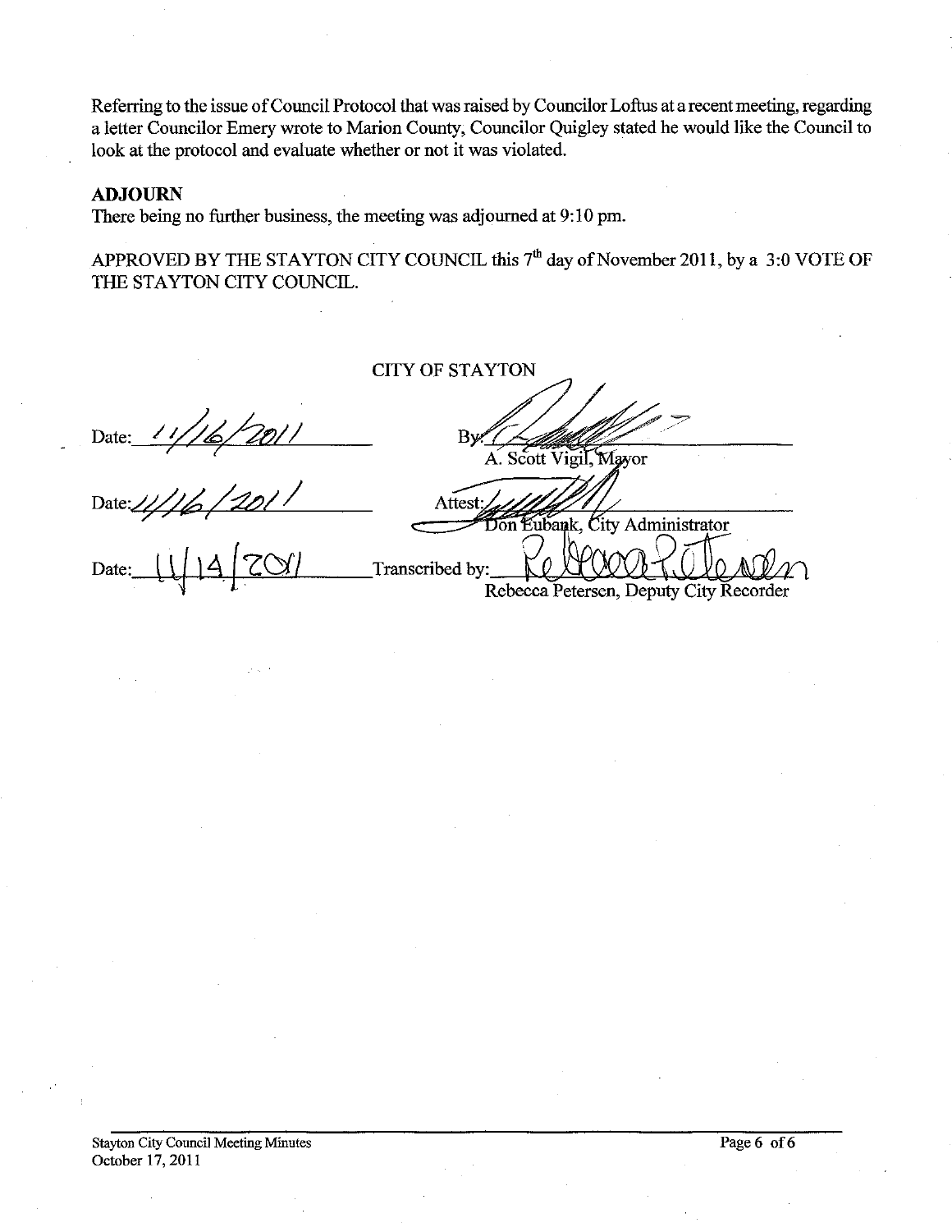Referring to the issue of Council Protocol that was raised by Councilor Loftus at a recent meeting, regarding a letter Councilor Emery wrote to Marion County, Councilor Quigley stated he would like the Council to look at the protocol and evaluate whether or not it was violated.

**ADJOURN**

There being no further business, the meeting was adjourned at 9:10 pm.

APPROVED BY THE STAYTON CITY COUNCIL this 7th day of November 2011, by a 3:0 VOTE OF THE STAYTON CITY COUNCIL.

CITY OF STAYTON

Date: 11/16/2011 By: A. Scott Vigil, Mayor

Date: 11/16/2011 Attest: Don Eubank, City Administrator

Date: 11/14/2011 Transcribed by: Rebecca Petersen, Deputy City Recorder